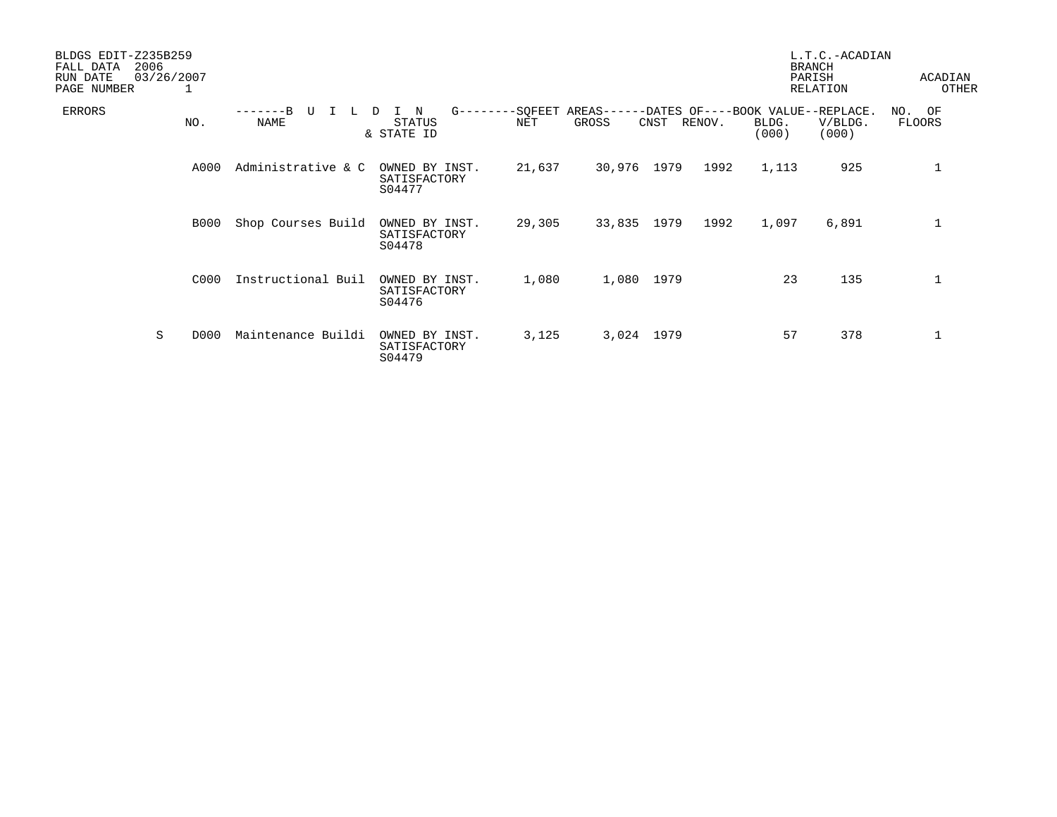BLDGS EDIT-Z235B259
FALL DATA 2006
RUN DATE 03/26/2007
PAGE NUMBER 1

L.T.C.-ACADIAN
BRANCH
PARISH ACADIAN
RELATION OTHER

| ERRORS | NO. | NAME | STATUS & STATE ID | NET | GROSS | CNST | RENOV. | BOOK VALUE BLDG. (000) | REPLACE. V/BLDG. (000) | NO. OF FLOORS |
|---|---|---|---|---|---|---|---|---|---|---|
| | | -------B U I L D I N G | | --------SQFEET AREAS | | ------DATES OF | | ----BOOK VALUE | --REPLACE. | |
| | A000 | Administrative & C | OWNED BY INST. SATISFACTORY S04477 | 21,637 | 30,976 | 1979 | 1992 | 1,113 | 925 | 1 |
| | B000 | Shop Courses Build | OWNED BY INST. SATISFACTORY S04478 | 29,305 | 33,835 | 1979 | 1992 | 1,097 | 6,891 | 1 |
| | C000 | Instructional Buil | OWNED BY INST. SATISFACTORY S04476 | 1,080 | 1,080 | 1979 | | 23 | 135 | 1 |
| S | D000 | Maintenance Buildi | OWNED BY INST. SATISFACTORY S04479 | 3,125 | 3,024 | 1979 | | 57 | 378 | 1 |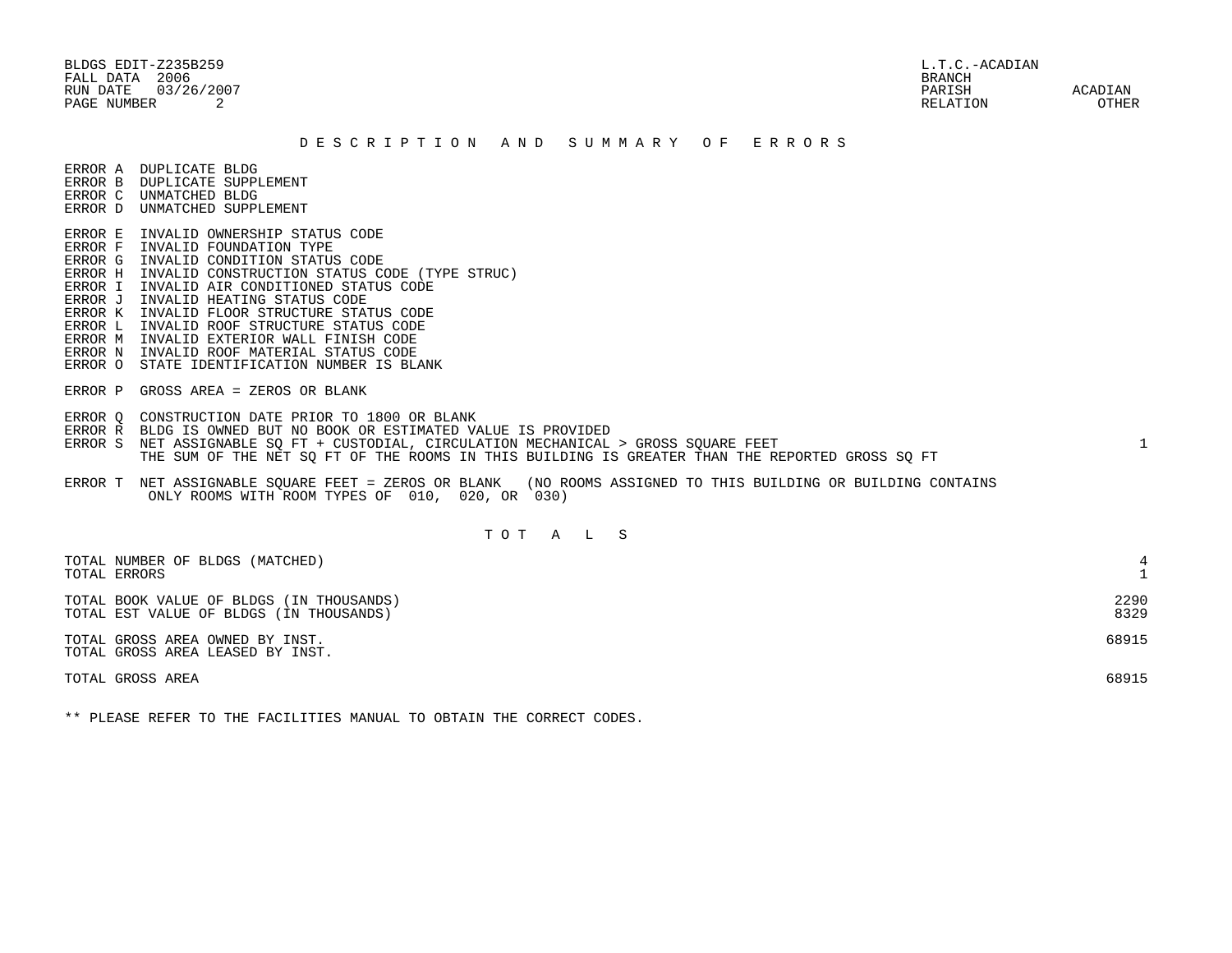BLDGS EDIT-Z235B259
FALL DATA 2006
RUN DATE 03/26/2007
PAGE NUMBER 2

L.T.C.-ACADIAN
BRANCH
PARISH ACADIAN
RELATION OTHER

## D E S C R I P T I O N  A N D  S U M M A R Y  O F  E R R O R S

| | | |
|---|---|---|
| ERROR A | DUPLICATE BLDG | |
| ERROR B | DUPLICATE SUPPLEMENT | |
| ERROR C | UNMATCHED BLDG | |
| ERROR D | UNMATCHED SUPPLEMENT | |
| ERROR E | INVALID OWNERSHIP STATUS CODE | |
| ERROR F | INVALID FOUNDATION TYPE | |
| ERROR G | INVALID CONDITION STATUS CODE | |
| ERROR H | INVALID CONSTRUCTION STATUS CODE (TYPE STRUC) | |
| ERROR I | INVALID AIR CONDITIONED STATUS CODE | |
| ERROR J | INVALID HEATING STATUS CODE | |
| ERROR K | INVALID FLOOR STRUCTURE STATUS CODE | |
| ERROR L | INVALID ROOF STRUCTURE STATUS CODE | |
| ERROR M | INVALID EXTERIOR WALL FINISH CODE | |
| ERROR N | INVALID ROOF MATERIAL STATUS CODE | |
| ERROR O | STATE IDENTIFICATION NUMBER IS BLANK | |
| ERROR P | GROSS AREA = ZEROS OR BLANK | |
| ERROR Q | CONSTRUCTION DATE PRIOR TO 1800 OR BLANK | |
| ERROR R | BLDG IS OWNED BUT NO BOOK OR ESTIMATED VALUE IS PROVIDED | |
| ERROR S | NET ASSIGNABLE SQ FT + CUSTODIAL, CIRCULATION MECHANICAL > GROSS SQUARE FEET<br>THE SUM OF THE NET SQ FT OF THE ROOMS IN THIS BUILDING IS GREATER THAN THE REPORTED GROSS SQ FT | 1 |
| ERROR T | NET ASSIGNABLE SQUARE FEET = ZEROS OR BLANK (NO ROOMS ASSIGNED TO THIS BUILDING OR BUILDING CONTAINS ONLY ROOMS WITH ROOM TYPES OF 010, 020, OR 030) | |

## T O T A L S

| | |
|---|---|
| TOTAL NUMBER OF BLDGS (MATCHED) | 4 |
| TOTAL ERRORS | 1 |
| TOTAL BOOK VALUE OF BLDGS (IN THOUSANDS) | 2290 |
| TOTAL EST VALUE OF BLDGS (IN THOUSANDS) | 8329 |
| TOTAL GROSS AREA OWNED BY INST. | 68915 |
| TOTAL GROSS AREA LEASED BY INST. | |
| TOTAL GROSS AREA | 68915 |

** PLEASE REFER TO THE FACILITIES MANUAL TO OBTAIN THE CORRECT CODES.